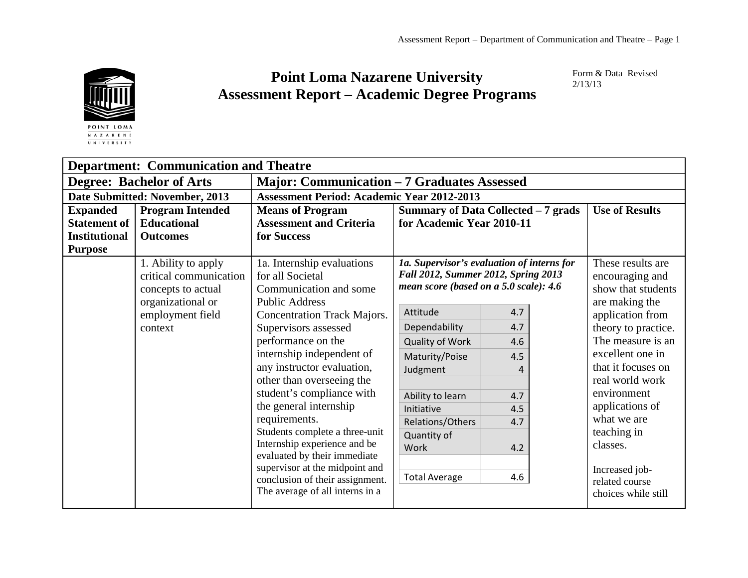# Point Loma Nazarene University
# Assessment Report – Academic Degree Programs

Form & Data Revised 2/13/13

| **Department: Communication and Theatre** | | | | |
|---|---|---|---|---|
| **Degree: Bachelor of Arts** | | **Major: Communication – 7 Graduates Assessed** | | |
| **Date Submitted: November, 2013** | | **Assessment Period: Academic Year 2012-2013** | | |
| **Expanded Statement of Institutional Purpose** | **Program Intended Educational Outcomes** | **Means of Program Assessment and Criteria for Success** | **Summary of Data Collected – 7 grads for Academic Year 2010-11** | **Use of Results** |
| | 1. Ability to apply critical communication concepts to actual organizational or employment field context | 1a. Internship evaluations for all Societal Communication and some Public Address Concentration Track Majors. Supervisors assessed performance on the internship independent of any instructor evaluation, other than overseeing the student's compliance with the general internship requirements. Students complete a three-unit Internship experience and be evaluated by their immediate supervisor at the midpoint and conclusion of their assignment. The average of all interns in a | ***1a. Supervisor's evaluation of interns for Fall 2012, Summer 2012, Spring 2013 mean score (based on a 5.0 scale): 4.6*** <br><br> Attitude: 4.7 <br> Dependability: 4.7 <br> Quality of Work: 4.6 <br> Maturity/Poise: 4.5 <br> Judgment: 4 <br><br> Ability to learn: 4.7 <br> Initiative: 4.5 <br> Relations/Others: 4.7 <br> Quantity of Work: 4.2 <br><br> Total Average: 4.6 | These results are encouraging and show that students are making the application from theory to practice. The measure is an excellent one in that it focuses on real world work environment applications of what we are teaching in classes. <br><br> Increased job-related course choices while still |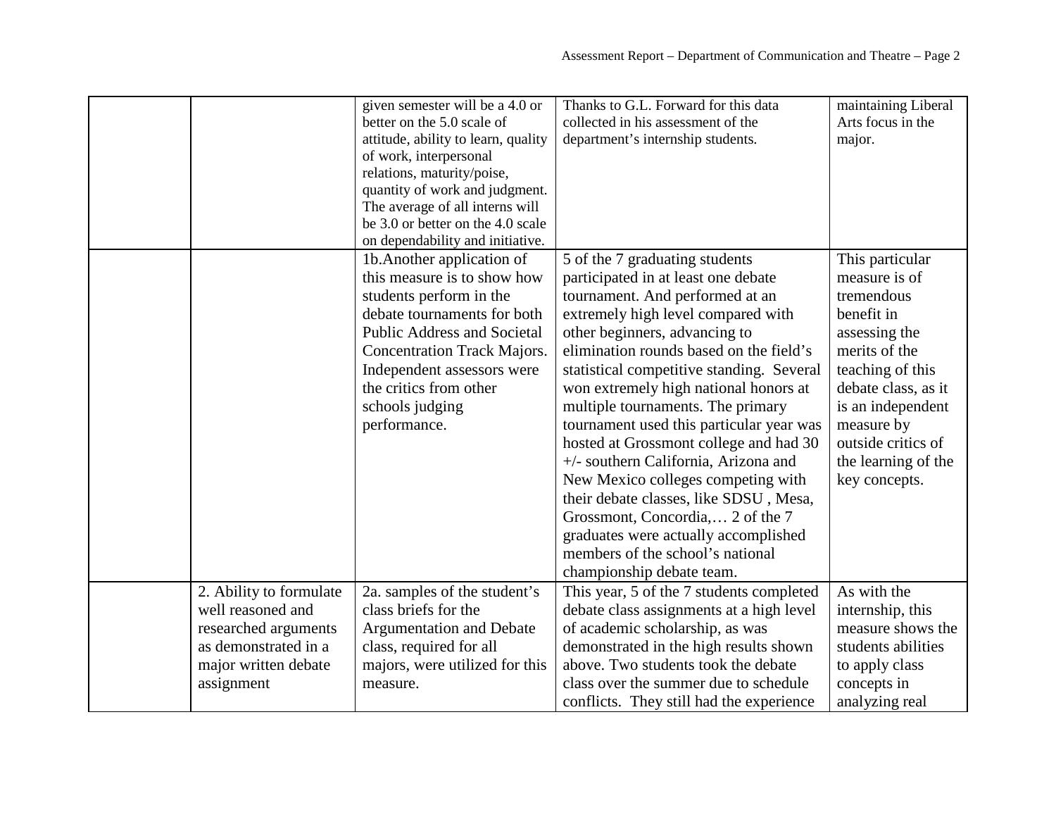| | | | | |
|---|---|---|---|---|
| | | given semester will be a 4.0 or better on the 5.0 scale of attitude, ability to learn, quality of work, interpersonal relations, maturity/poise, quantity of work and judgment. The average of all interns will be 3.0 or better on the 4.0 scale on dependability and initiative. | Thanks to G.L. Forward for this data collected in his assessment of the department's internship students. | maintaining Liberal Arts focus in the major. |
| | | 1b.Another application of this measure is to show how students perform in the debate tournaments for both Public Address and Societal Concentration Track Majors. Independent assessors were the critics from other schools judging performance. | 5 of the 7 graduating students participated in at least one debate tournament. And performed at an extremely high level compared with other beginners, advancing to elimination rounds based on the field's statistical competitive standing. Several won extremely high national honors at multiple tournaments. The primary tournament used this particular year was hosted at Grossmont college and had 30 +/- southern California, Arizona and New Mexico colleges competing with their debate classes, like SDSU , Mesa, Grossmont, Concordia,… 2 of the 7 graduates were actually accomplished members of the school's national championship debate team. | This particular measure is of tremendous benefit in assessing the merits of the teaching of this debate class, as it is an independent measure by outside critics of the learning of the key concepts. |
| | 2. Ability to formulate well reasoned and researched arguments as demonstrated in a major written debate assignment | 2a. samples of the student's class briefs for the Argumentation and Debate class, required for all majors, were utilized for this measure. | This year, 5 of the 7 students completed debate class assignments at a high level of academic scholarship, as was demonstrated in the high results shown above. Two students took the debate class over the summer due to schedule conflicts. They still had the experience | As with the internship, this measure shows the students abilities to apply class concepts in analyzing real |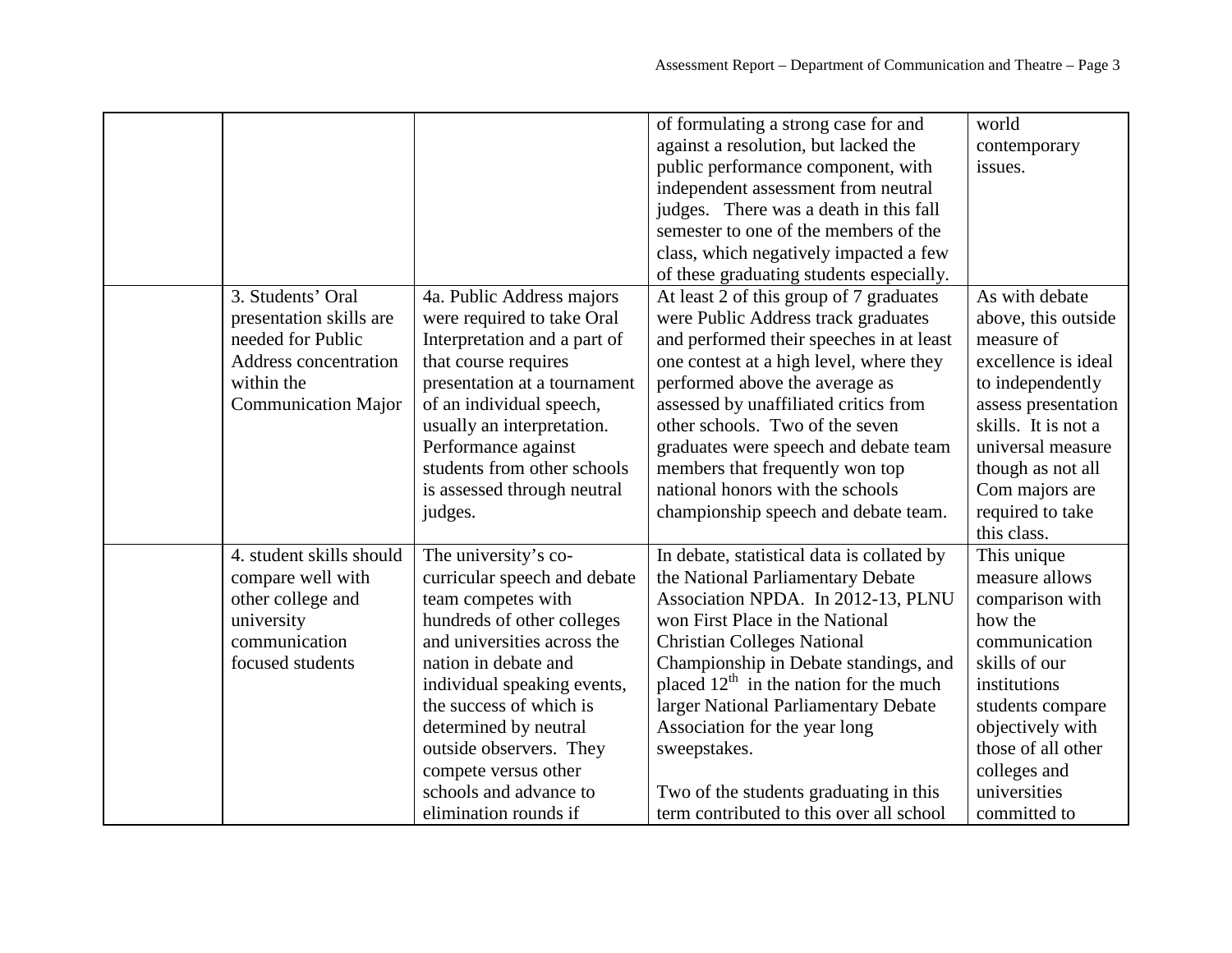| | | | | |
|---|---|---|---|---|
| | | | of formulating a strong case for and against a resolution, but lacked the public performance component, with independent assessment from neutral judges. There was a death in this fall semester to one of the members of the class, which negatively impacted a few of these graduating students especially. | world contemporary issues. |
| | 3. Students' Oral presentation skills are needed for Public Address concentration within the Communication Major | 4a. Public Address majors were required to take Oral Interpretation and a part of that course requires presentation at a tournament of an individual speech, usually an interpretation. Performance against students from other schools is assessed through neutral judges. | At least 2 of this group of 7 graduates were Public Address track graduates and performed their speeches in at least one contest at a high level, where they performed above the average as assessed by unaffiliated critics from other schools. Two of the seven graduates were speech and debate team members that frequently won top national honors with the schools championship speech and debate team. | As with debate above, this outside measure of excellence is ideal to independently assess presentation skills. It is not a universal measure though as not all Com majors are required to take this class. |
| | 4. student skills should compare well with other college and university communication focused students | The university's co-curricular speech and debate team competes with hundreds of other colleges and universities across the nation in debate and individual speaking events, the success of which is determined by neutral outside observers. They compete versus other schools and advance to elimination rounds if | In debate, statistical data is collated by the National Parliamentary Debate Association NPDA. In 2012-13, PLNU won First Place in the National Christian Colleges National Championship in Debate standings, and placed 12th in the nation for the much larger National Parliamentary Debate Association for the year long sweepstakes.<br><br>Two of the students graduating in this term contributed to this over all school | This unique measure allows comparison with how the communication skills of our institutions students compare objectively with those of all other colleges and universities committed to |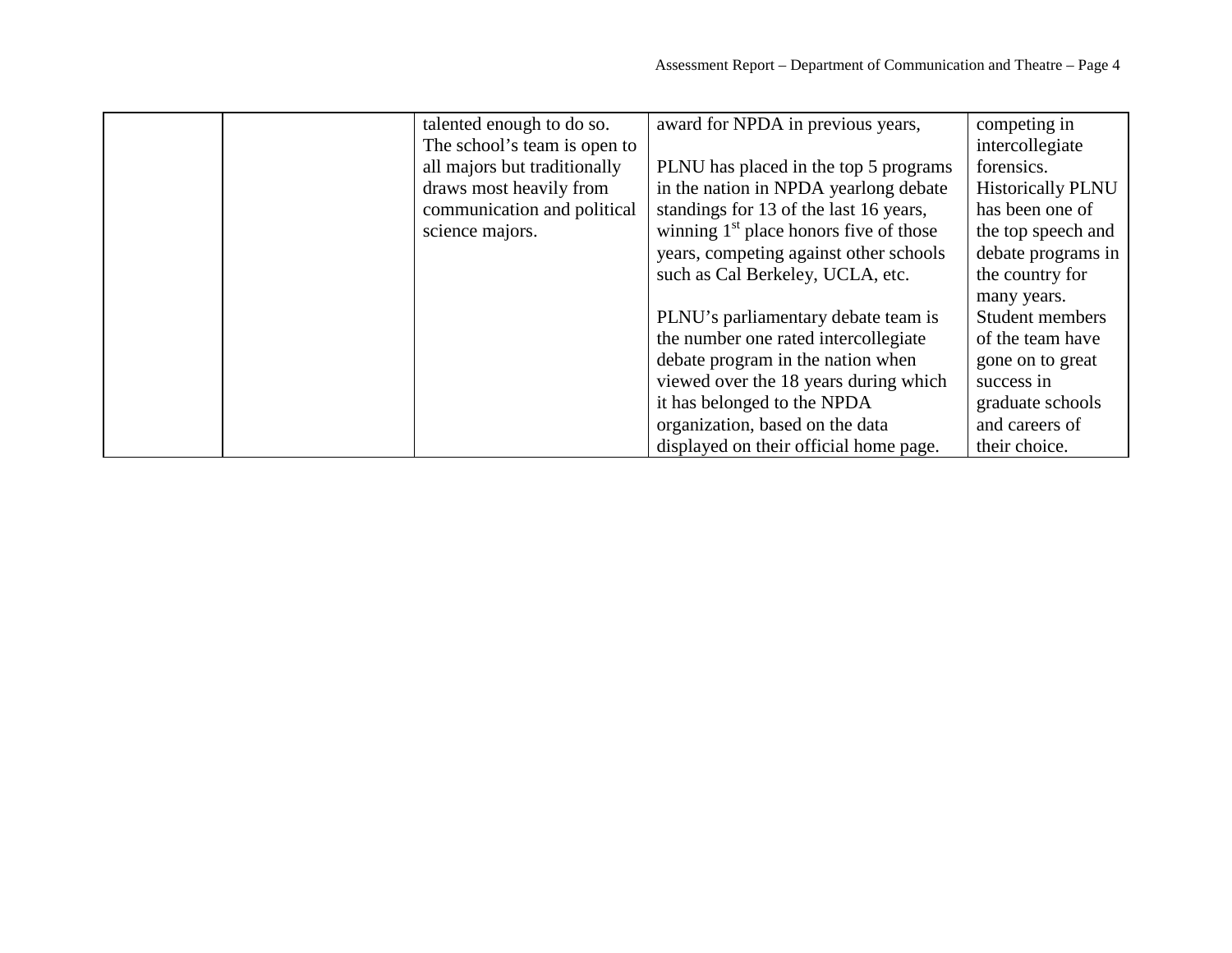| | | | | |
|---|---|---|---|---|
| | | talented enough to do so. The school's team is open to all majors but traditionally draws most heavily from communication and political science majors. | award for NPDA in previous years,<br><br>PLNU has placed in the top 5 programs in the nation in NPDA yearlong debate standings for 13 of the last 16 years, winning 1st place honors five of those years, competing against other schools such as Cal Berkeley, UCLA, etc.<br><br>PLNU's parliamentary debate team is the number one rated intercollegiate debate program in the nation when viewed over the 18 years during which it has belonged to the NPDA organization, based on the data displayed on their official home page. | competing in intercollegiate forensics. Historically PLNU has been one of the top speech and debate programs in the country for many years. Student members of the team have gone on to great success in graduate schools and careers of their choice. |